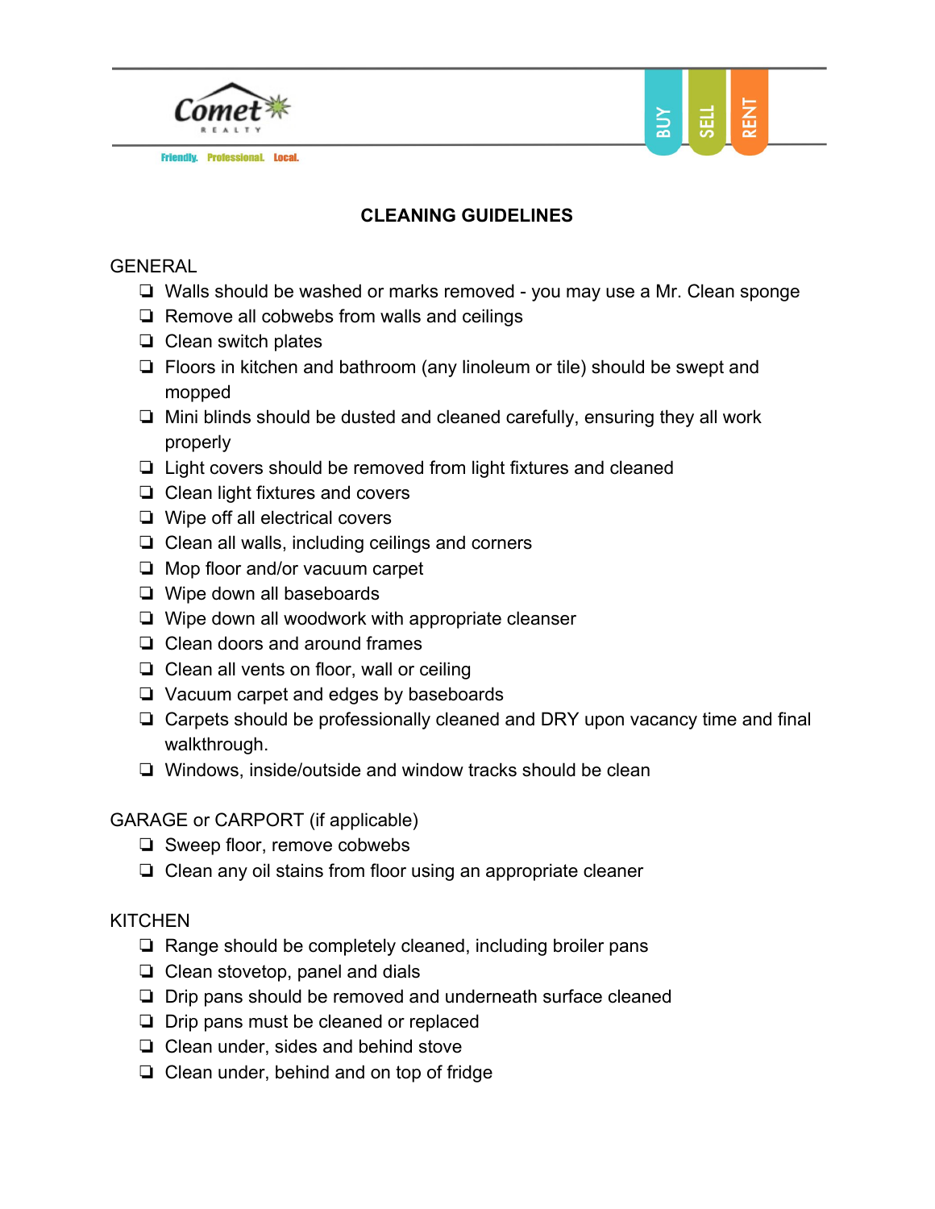Comet REALTY

Friendly. Professional. Local.

BUY SELL RENT

# CLEANING GUIDELINES

## GENERAL

- ❏ Walls should be washed or marks removed - you may use a Mr. Clean sponge
- ❏ Remove all cobwebs from walls and ceilings
- ❏ Clean switch plates
- ❏ Floors in kitchen and bathroom (any linoleum or tile) should be swept and mopped
- ❏ Mini blinds should be dusted and cleaned carefully, ensuring they all work properly
- ❏ Light covers should be removed from light fixtures and cleaned
- ❏ Clean light fixtures and covers
- ❏ Wipe off all electrical covers
- ❏ Clean all walls, including ceilings and corners
- ❏ Mop floor and/or vacuum carpet
- ❏ Wipe down all baseboards
- ❏ Wipe down all woodwork with appropriate cleanser
- ❏ Clean doors and around frames
- ❏ Clean all vents on floor, wall or ceiling
- ❏ Vacuum carpet and edges by baseboards
- ❏ Carpets should be professionally cleaned and DRY upon vacancy time and final walkthrough.
- ❏ Windows, inside/outside and window tracks should be clean

## GARAGE or CARPORT (if applicable)

- ❏ Sweep floor, remove cobwebs
- ❏ Clean any oil stains from floor using an appropriate cleaner

## KITCHEN

- ❏ Range should be completely cleaned, including broiler pans
- ❏ Clean stovetop, panel and dials
- ❏ Drip pans should be removed and underneath surface cleaned
- ❏ Drip pans must be cleaned or replaced
- ❏ Clean under, sides and behind stove
- ❏ Clean under, behind and on top of fridge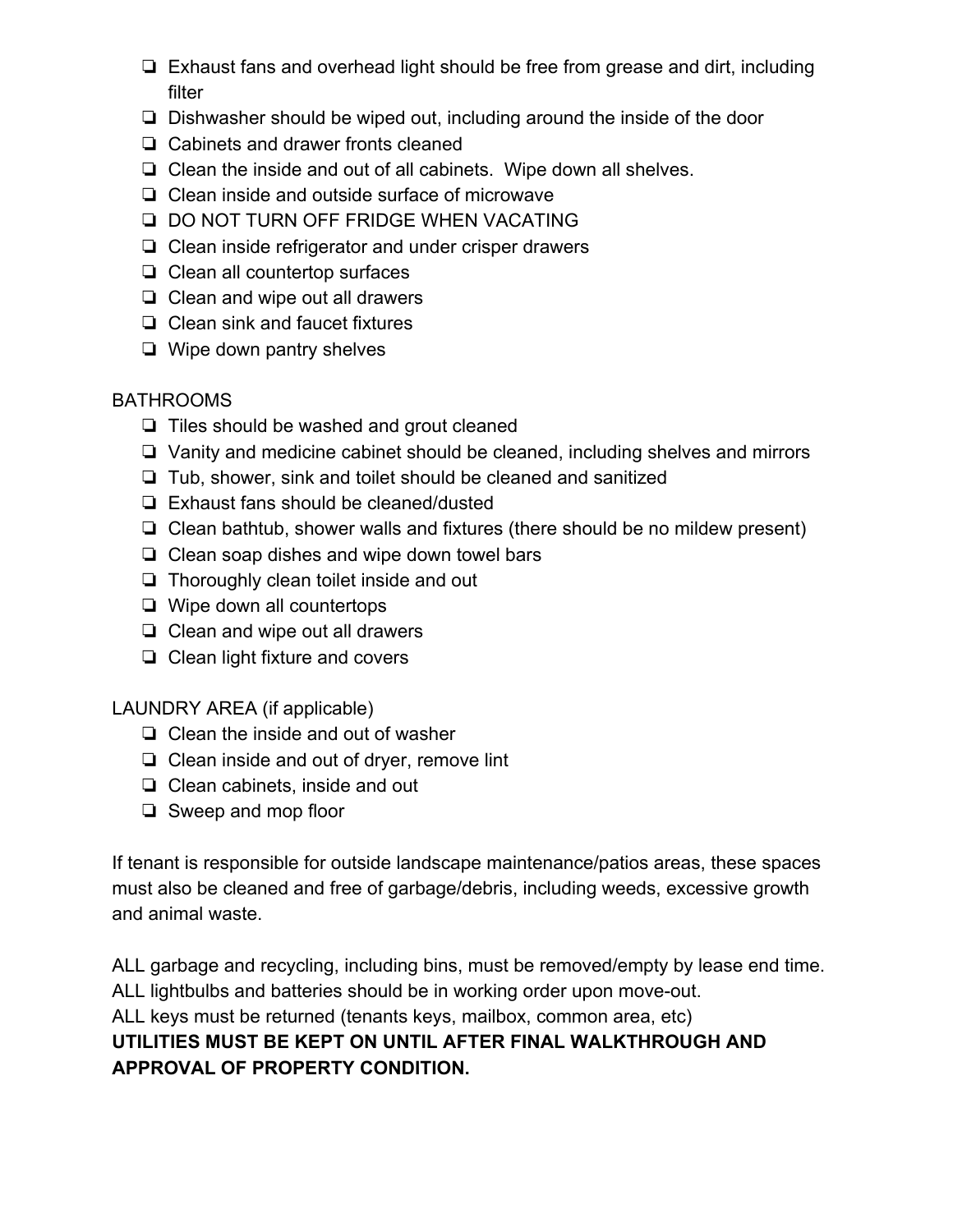- ❏ Exhaust fans and overhead light should be free from grease and dirt, including filter
- ❏ Dishwasher should be wiped out, including around the inside of the door
- ❏ Cabinets and drawer fronts cleaned
- ❏ Clean the inside and out of all cabinets.  Wipe down all shelves.
- ❏ Clean inside and outside surface of microwave
- ❏ DO NOT TURN OFF FRIDGE WHEN VACATING
- ❏ Clean inside refrigerator and under crisper drawers
- ❏ Clean all countertop surfaces
- ❏ Clean and wipe out all drawers
- ❏ Clean sink and faucet fixtures
- ❏ Wipe down pantry shelves

BATHROOMS

- ❏ Tiles should be washed and grout cleaned
- ❏ Vanity and medicine cabinet should be cleaned, including shelves and mirrors
- ❏ Tub, shower, sink and toilet should be cleaned and sanitized
- ❏ Exhaust fans should be cleaned/dusted
- ❏ Clean bathtub, shower walls and fixtures (there should be no mildew present)
- ❏ Clean soap dishes and wipe down towel bars
- ❏ Thoroughly clean toilet inside and out
- ❏ Wipe down all countertops
- ❏ Clean and wipe out all drawers
- ❏ Clean light fixture and covers

LAUNDRY AREA (if applicable)

- ❏ Clean the inside and out of washer
- ❏ Clean inside and out of dryer, remove lint
- ❏ Clean cabinets, inside and out
- ❏ Sweep and mop floor

If tenant is responsible for outside landscape maintenance/patios areas, these spaces must also be cleaned and free of garbage/debris, including weeds, excessive growth and animal waste.

ALL garbage and recycling, including bins, must be removed/empty by lease end time.
ALL lightbulbs and batteries should be in working order upon move-out.
ALL keys must be returned (tenants keys, mailbox, common area, etc)
**UTILITIES MUST BE KEPT ON UNTIL AFTER FINAL WALKTHROUGH AND APPROVAL OF PROPERTY CONDITION.**